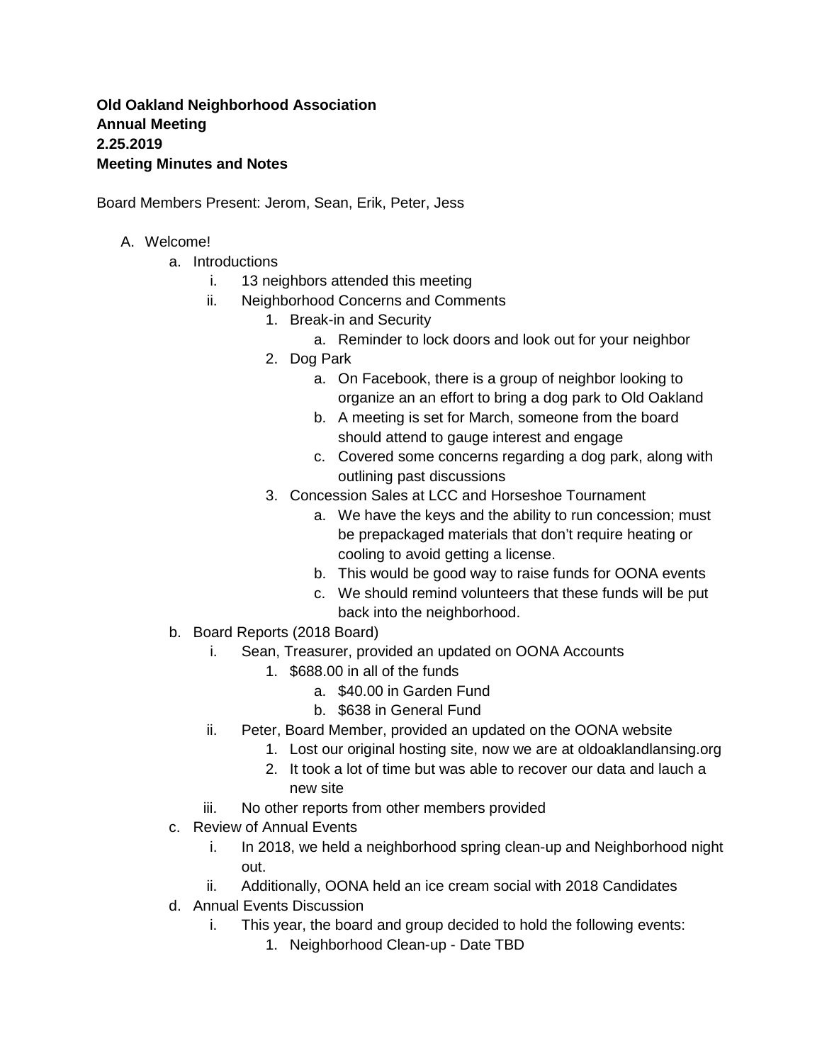**Old Oakland Neighborhood Association**
**Annual Meeting**
**2.25.2019**
**Meeting Minutes and Notes**

Board Members Present: Jerom, Sean, Erik, Peter, Jess

A. Welcome!
    a. Introductions
        i. 13 neighbors attended this meeting
        ii. Neighborhood Concerns and Comments
            1. Break-in and Security
                a. Reminder to lock doors and look out for your neighbor
            2. Dog Park
                a. On Facebook, there is a group of neighbor looking to organize an an effort to bring a dog park to Old Oakland
                b. A meeting is set for March, someone from the board should attend to gauge interest and engage
                c. Covered some concerns regarding a dog park, along with outlining past discussions
            3. Concession Sales at LCC and Horseshoe Tournament
                a. We have the keys and the ability to run concession; must be prepackaged materials that don't require heating or cooling to avoid getting a license.
                b. This would be good way to raise funds for OONA events
                c. We should remind volunteers that these funds will be put back into the neighborhood.
    b. Board Reports (2018 Board)
        i. Sean, Treasurer, provided an updated on OONA Accounts
            1. $688.00 in all of the funds
                a. $40.00 in Garden Fund
                b. $638 in General Fund
        ii. Peter, Board Member, provided an updated on the OONA website
            1. Lost our original hosting site, now we are at oldoaklandlansing.org
            2. It took a lot of time but was able to recover our data and lauch a new site
        iii. No other reports from other members provided
    c. Review of Annual Events
        i. In 2018, we held a neighborhood spring clean-up and Neighborhood night out.
        ii. Additionally, OONA held an ice cream social with 2018 Candidates
    d. Annual Events Discussion
        i. This year, the board and group decided to hold the following events:
            1. Neighborhood Clean-up - Date TBD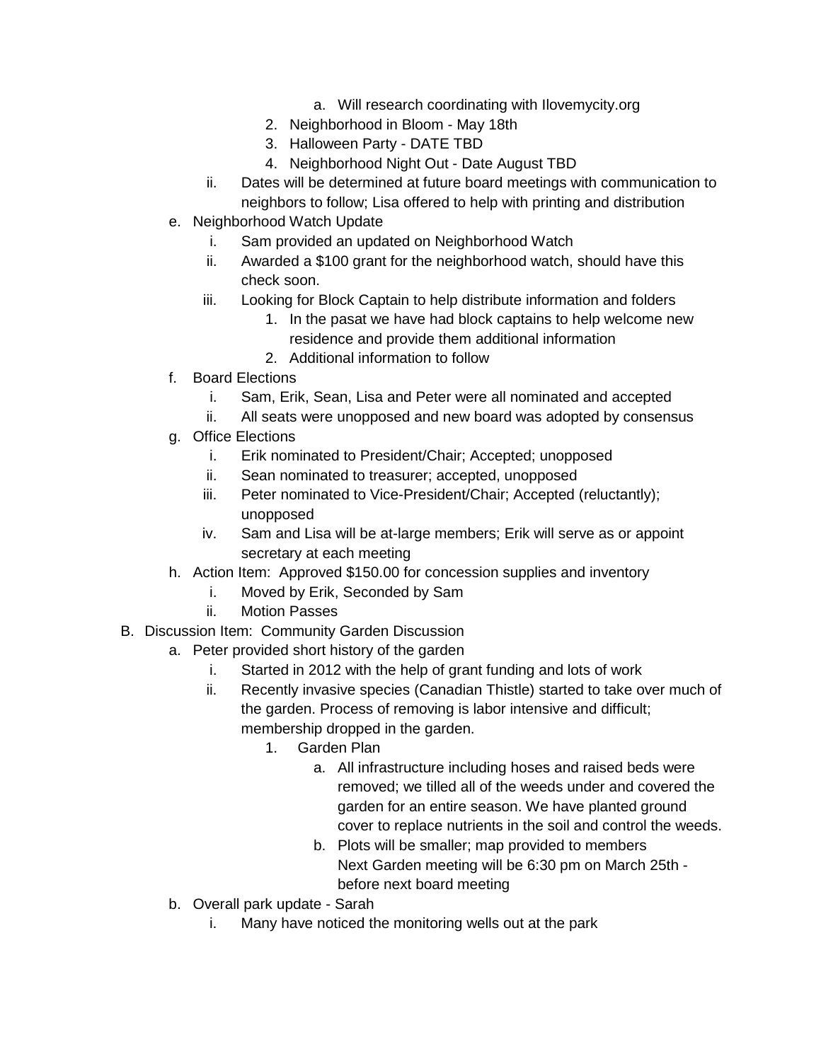a. Will research coordinating with Ilovemycity.org
        2. Neighborhood in Bloom - May 18th
        3. Halloween Party - DATE TBD
        4. Neighborhood Night Out - Date August TBD
    ii. Dates will be determined at future board meetings with communication to neighbors to follow; Lisa offered to help with printing and distribution

e. Neighborhood Watch Update
    i. Sam provided an updated on Neighborhood Watch
    ii. Awarded a $100 grant for the neighborhood watch, should have this check soon.
    iii. Looking for Block Captain to help distribute information and folders
        1. In the pasat we have had block captains to help welcome new residence and provide them additional information
        2. Additional information to follow

f. Board Elections
    i. Sam, Erik, Sean, Lisa and Peter were all nominated and accepted
    ii. All seats were unopposed and new board was adopted by consensus

g. Office Elections
    i. Erik nominated to President/Chair; Accepted; unopposed
    ii. Sean nominated to treasurer; accepted, unopposed
    iii. Peter nominated to Vice-President/Chair; Accepted (reluctantly); unopposed
    iv. Sam and Lisa will be at-large members; Erik will serve as or appoint secretary at each meeting

h. Action Item: Approved $150.00 for concession supplies and inventory
    i. Moved by Erik, Seconded by Sam
    ii. Motion Passes

B. Discussion Item: Community Garden Discussion

a. Peter provided short history of the garden
    i. Started in 2012 with the help of grant funding and lots of work
    ii. Recently invasive species (Canadian Thistle) started to take over much of the garden. Process of removing is labor intensive and difficult; membership dropped in the garden.
        1. Garden Plan
            a. All infrastructure including hoses and raised beds were removed; we tilled all of the weeds under and covered the garden for an entire season. We have planted ground cover to replace nutrients in the soil and control the weeds.
            b. Plots will be smaller; map provided to members
               Next Garden meeting will be 6:30 pm on March 25th - before next board meeting

b. Overall park update - Sarah
    i. Many have noticed the monitoring wells out at the park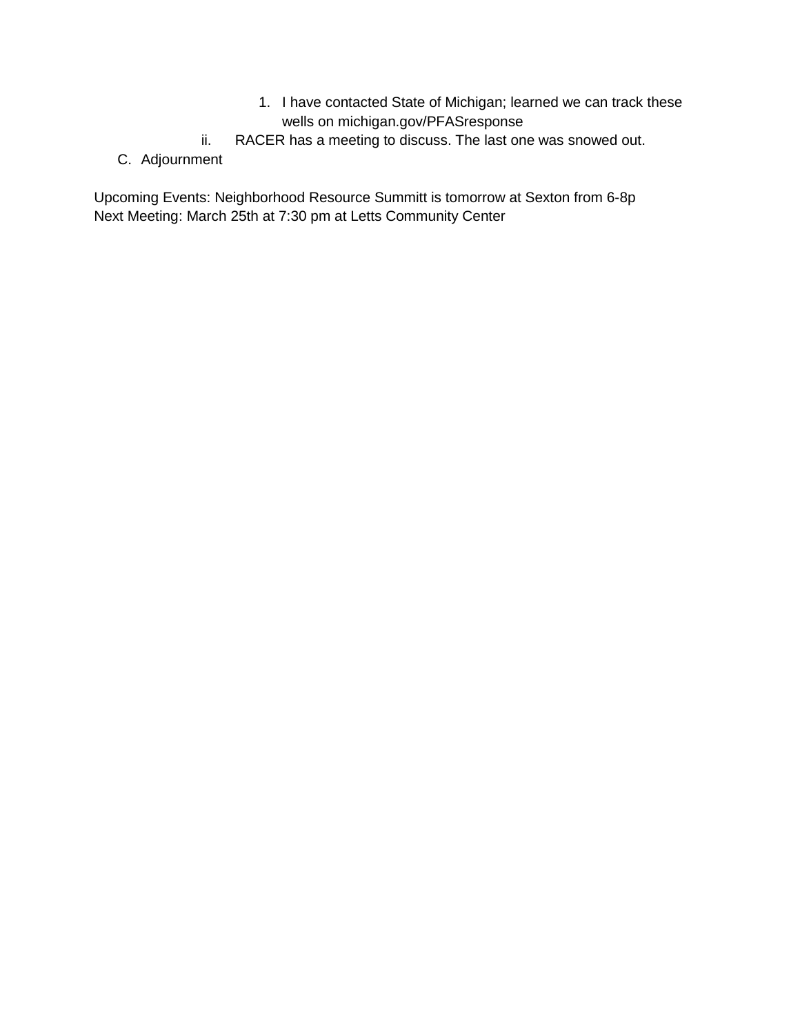1. I have contacted State of Michigan; learned we can track these wells on michigan.gov/PFASresponse

ii. RACER has a meeting to discuss. The last one was snowed out.

C. Adjournment

Upcoming Events: Neighborhood Resource Summitt is tomorrow at Sexton from 6-8p
Next Meeting: March 25th at 7:30 pm at Letts Community Center